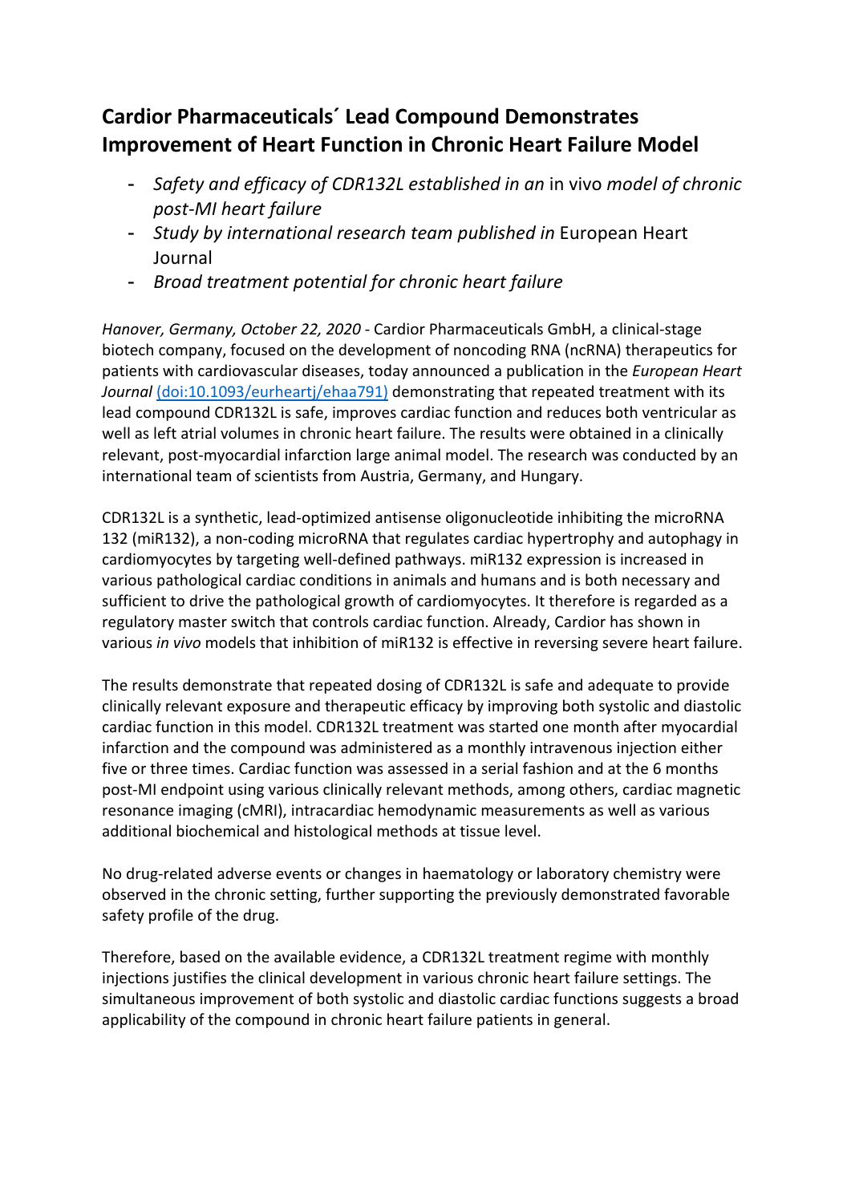# Cardior Pharmaceuticals´ Lead Compound Demonstrates Improvement of Heart Function in Chronic Heart Failure Model

- *Safety and efficacy of CDR132L established in an* in vivo *model of chronic post-MI heart failure*
- *Study by international research team published in* European Heart Journal
- *Broad treatment potential for chronic heart failure*

*Hanover, Germany, October 22, 2020* - Cardior Pharmaceuticals GmbH, a clinical-stage biotech company, focused on the development of noncoding RNA (ncRNA) therapeutics for patients with cardiovascular diseases, today announced a publication in the *European Heart Journal* (doi:10.1093/eurheartj/ehaa791) demonstrating that repeated treatment with its lead compound CDR132L is safe, improves cardiac function and reduces both ventricular as well as left atrial volumes in chronic heart failure. The results were obtained in a clinically relevant, post-myocardial infarction large animal model. The research was conducted by an international team of scientists from Austria, Germany, and Hungary.

CDR132L is a synthetic, lead-optimized antisense oligonucleotide inhibiting the microRNA 132 (miR132), a non-coding microRNA that regulates cardiac hypertrophy and autophagy in cardiomyocytes by targeting well-defined pathways. miR132 expression is increased in various pathological cardiac conditions in animals and humans and is both necessary and sufficient to drive the pathological growth of cardiomyocytes. It therefore is regarded as a regulatory master switch that controls cardiac function. Already, Cardior has shown in various *in vivo* models that inhibition of miR132 is effective in reversing severe heart failure.

The results demonstrate that repeated dosing of CDR132L is safe and adequate to provide clinically relevant exposure and therapeutic efficacy by improving both systolic and diastolic cardiac function in this model. CDR132L treatment was started one month after myocardial infarction and the compound was administered as a monthly intravenous injection either five or three times. Cardiac function was assessed in a serial fashion and at the 6 months post-MI endpoint using various clinically relevant methods, among others, cardiac magnetic resonance imaging (cMRI), intracardiac hemodynamic measurements as well as various additional biochemical and histological methods at tissue level.

No drug-related adverse events or changes in haematology or laboratory chemistry were observed in the chronic setting, further supporting the previously demonstrated favorable safety profile of the drug.

Therefore, based on the available evidence, a CDR132L treatment regime with monthly injections justifies the clinical development in various chronic heart failure settings. The simultaneous improvement of both systolic and diastolic cardiac functions suggests a broad applicability of the compound in chronic heart failure patients in general.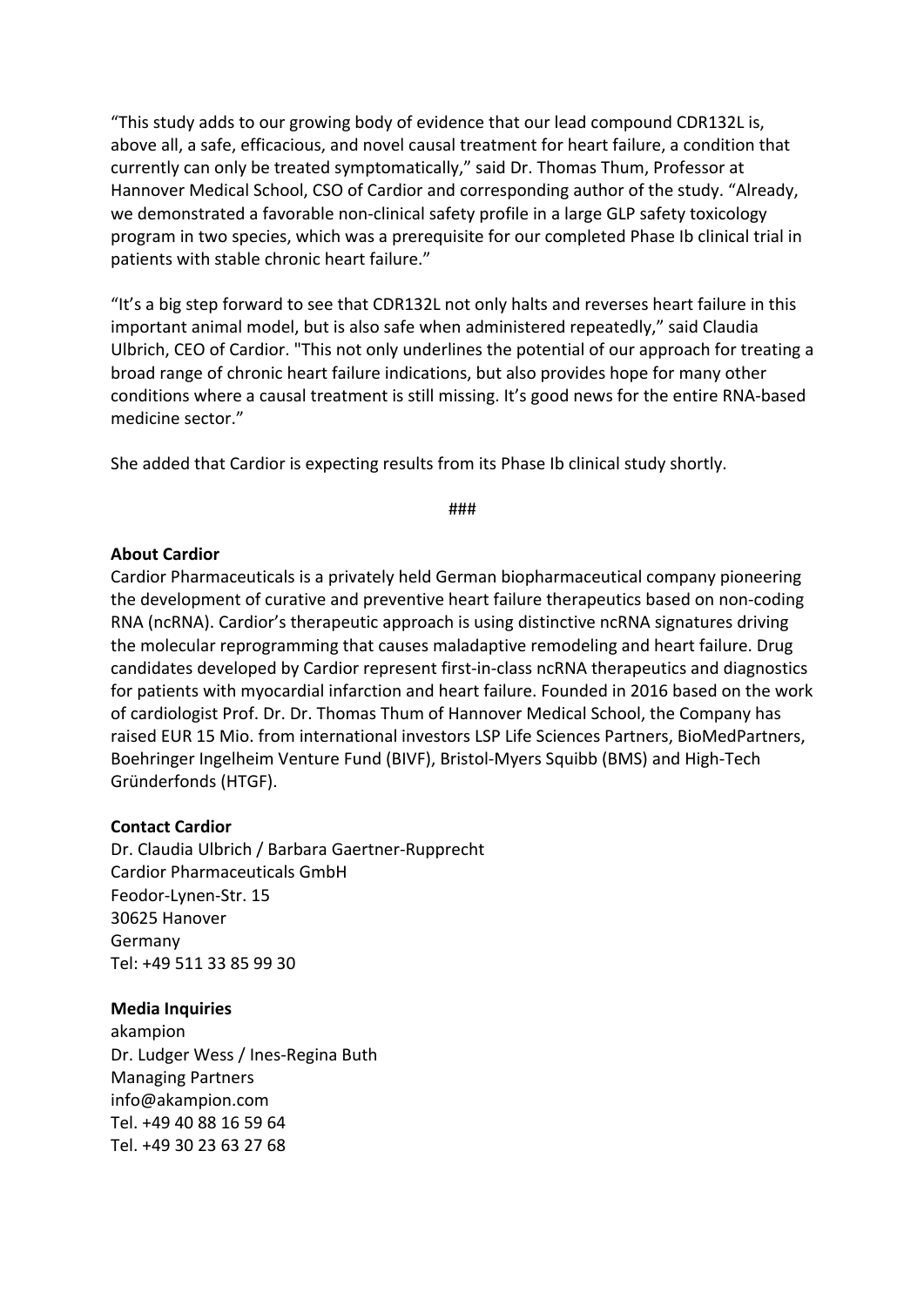"This study adds to our growing body of evidence that our lead compound CDR132L is, above all, a safe, efficacious, and novel causal treatment for heart failure, a condition that currently can only be treated symptomatically," said Dr. Thomas Thum, Professor at Hannover Medical School, CSO of Cardior and corresponding author of the study. "Already, we demonstrated a favorable non-clinical safety profile in a large GLP safety toxicology program in two species, which was a prerequisite for our completed Phase Ib clinical trial in patients with stable chronic heart failure."

"It's a big step forward to see that CDR132L not only halts and reverses heart failure in this important animal model, but is also safe when administered repeatedly," said Claudia Ulbrich, CEO of Cardior. "This not only underlines the potential of our approach for treating a broad range of chronic heart failure indications, but also provides hope for many other conditions where a causal treatment is still missing. It's good news for the entire RNA-based medicine sector."

She added that Cardior is expecting results from its Phase Ib clinical study shortly.

###

**About Cardior**

Cardior Pharmaceuticals is a privately held German biopharmaceutical company pioneering the development of curative and preventive heart failure therapeutics based on non-coding RNA (ncRNA). Cardior's therapeutic approach is using distinctive ncRNA signatures driving the molecular reprogramming that causes maladaptive remodeling and heart failure. Drug candidates developed by Cardior represent first-in-class ncRNA therapeutics and diagnostics for patients with myocardial infarction and heart failure. Founded in 2016 based on the work of cardiologist Prof. Dr. Dr. Thomas Thum of Hannover Medical School, the Company has raised EUR 15 Mio. from international investors LSP Life Sciences Partners, BioMedPartners, Boehringer Ingelheim Venture Fund (BIVF), Bristol-Myers Squibb (BMS) and High-Tech Gründerfonds (HTGF).

**Contact Cardior**

Dr. Claudia Ulbrich / Barbara Gaertner-Rupprecht
Cardior Pharmaceuticals GmbH
Feodor-Lynen-Str. 15
30625 Hanover
Germany
Tel: +49 511 33 85 99 30

**Media Inquiries**

akampion
Dr. Ludger Wess / Ines-Regina Buth
Managing Partners
info@akampion.com
Tel. +49 40 88 16 59 64
Tel. +49 30 23 63 27 68